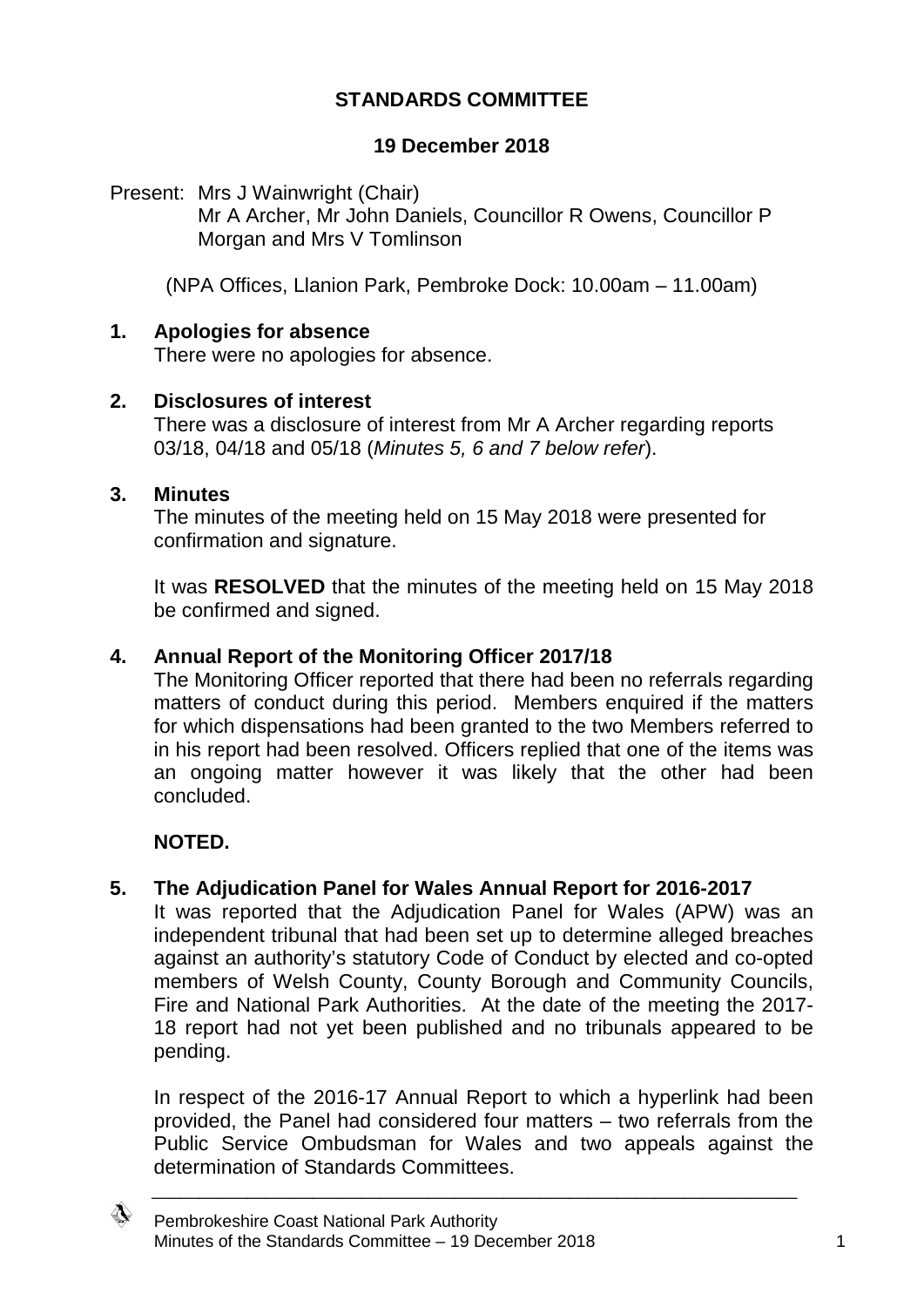# STANDARDS COMMITTEE

## 19 December 2018

Present: Mrs J Wainwright (Chair)
Mr A Archer, Mr John Daniels, Councillor R Owens, Councillor P Morgan and Mrs V Tomlinson

(NPA Offices, Llanion Park, Pembroke Dock: 10.00am – 11.00am)

### 1. Apologies for absence

There were no apologies for absence.

### 2. Disclosures of interest

There was a disclosure of interest from Mr A Archer regarding reports 03/18, 04/18 and 05/18 (*Minutes 5, 6 and 7 below refer*).

### 3. Minutes

The minutes of the meeting held on 15 May 2018 were presented for confirmation and signature.

It was **RESOLVED** that the minutes of the meeting held on 15 May 2018 be confirmed and signed.

### 4. Annual Report of the Monitoring Officer 2017/18

The Monitoring Officer reported that there had been no referrals regarding matters of conduct during this period. Members enquired if the matters for which dispensations had been granted to the two Members referred to in his report had been resolved. Officers replied that one of the items was an ongoing matter however it was likely that the other had been concluded.

**NOTED.**

### 5. The Adjudication Panel for Wales Annual Report for 2016-2017

It was reported that the Adjudication Panel for Wales (APW) was an independent tribunal that had been set up to determine alleged breaches against an authority's statutory Code of Conduct by elected and co-opted members of Welsh County, County Borough and Community Councils, Fire and National Park Authorities. At the date of the meeting the 2017-18 report had not yet been published and no tribunals appeared to be pending.

In respect of the 2016-17 Annual Report to which a hyperlink had been provided, the Panel had considered four matters – two referrals from the Public Service Ombudsman for Wales and two appeals against the determination of Standards Committees.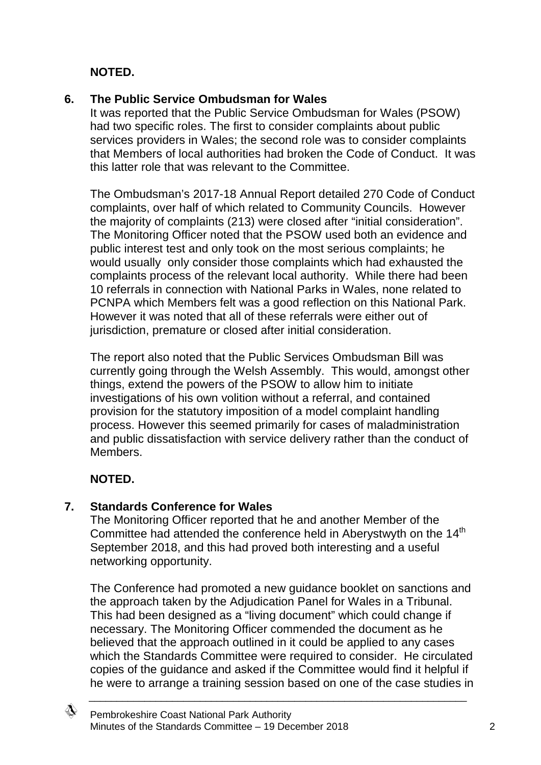**NOTED.**

## 6. The Public Service Ombudsman for Wales

It was reported that the Public Service Ombudsman for Wales (PSOW) had two specific roles. The first to consider complaints about public services providers in Wales; the second role was to consider complaints that Members of local authorities had broken the Code of Conduct. It was this latter role that was relevant to the Committee.

The Ombudsman's 2017-18 Annual Report detailed 270 Code of Conduct complaints, over half of which related to Community Councils. However the majority of complaints (213) were closed after "initial consideration". The Monitoring Officer noted that the PSOW used both an evidence and public interest test and only took on the most serious complaints; he would usually only consider those complaints which had exhausted the complaints process of the relevant local authority. While there had been 10 referrals in connection with National Parks in Wales, none related to PCNPA which Members felt was a good reflection on this National Park. However it was noted that all of these referrals were either out of jurisdiction, premature or closed after initial consideration.

The report also noted that the Public Services Ombudsman Bill was currently going through the Welsh Assembly. This would, amongst other things, extend the powers of the PSOW to allow him to initiate investigations of his own volition without a referral, and contained provision for the statutory imposition of a model complaint handling process. However this seemed primarily for cases of maladministration and public dissatisfaction with service delivery rather than the conduct of Members.

**NOTED.**

## 7. Standards Conference for Wales

The Monitoring Officer reported that he and another Member of the Committee had attended the conference held in Aberystwyth on the 14th September 2018, and this had proved both interesting and a useful networking opportunity.

The Conference had promoted a new guidance booklet on sanctions and the approach taken by the Adjudication Panel for Wales in a Tribunal. This had been designed as a "living document" which could change if necessary. The Monitoring Officer commended the document as he believed that the approach outlined in it could be applied to any cases which the Standards Committee were required to consider. He circulated copies of the guidance and asked if the Committee would find it helpful if he were to arrange a training session based on one of the case studies in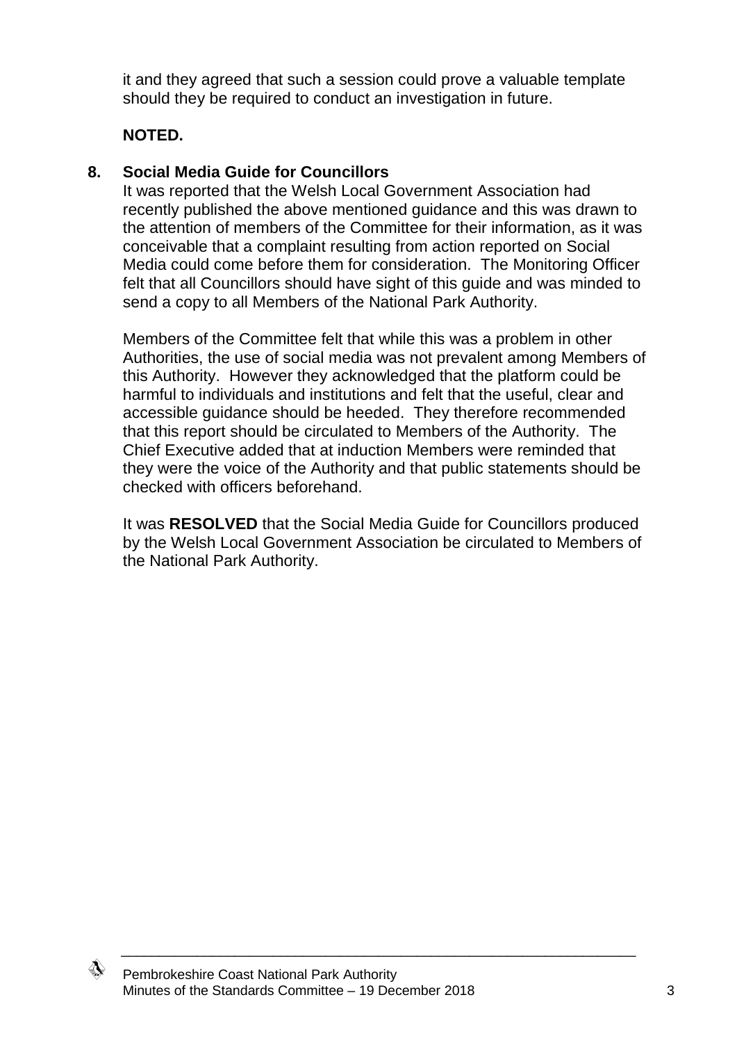it and they agreed that such a session could prove a valuable template should they be required to conduct an investigation in future.

**NOTED.**

## 8. Social Media Guide for Councillors

It was reported that the Welsh Local Government Association had recently published the above mentioned guidance and this was drawn to the attention of members of the Committee for their information, as it was conceivable that a complaint resulting from action reported on Social Media could come before them for consideration. The Monitoring Officer felt that all Councillors should have sight of this guide and was minded to send a copy to all Members of the National Park Authority.

Members of the Committee felt that while this was a problem in other Authorities, the use of social media was not prevalent among Members of this Authority. However they acknowledged that the platform could be harmful to individuals and institutions and felt that the useful, clear and accessible guidance should be heeded. They therefore recommended that this report should be circulated to Members of the Authority. The Chief Executive added that at induction Members were reminded that they were the voice of the Authority and that public statements should be checked with officers beforehand.

It was **RESOLVED** that the Social Media Guide for Councillors produced by the Welsh Local Government Association be circulated to Members of the National Park Authority.